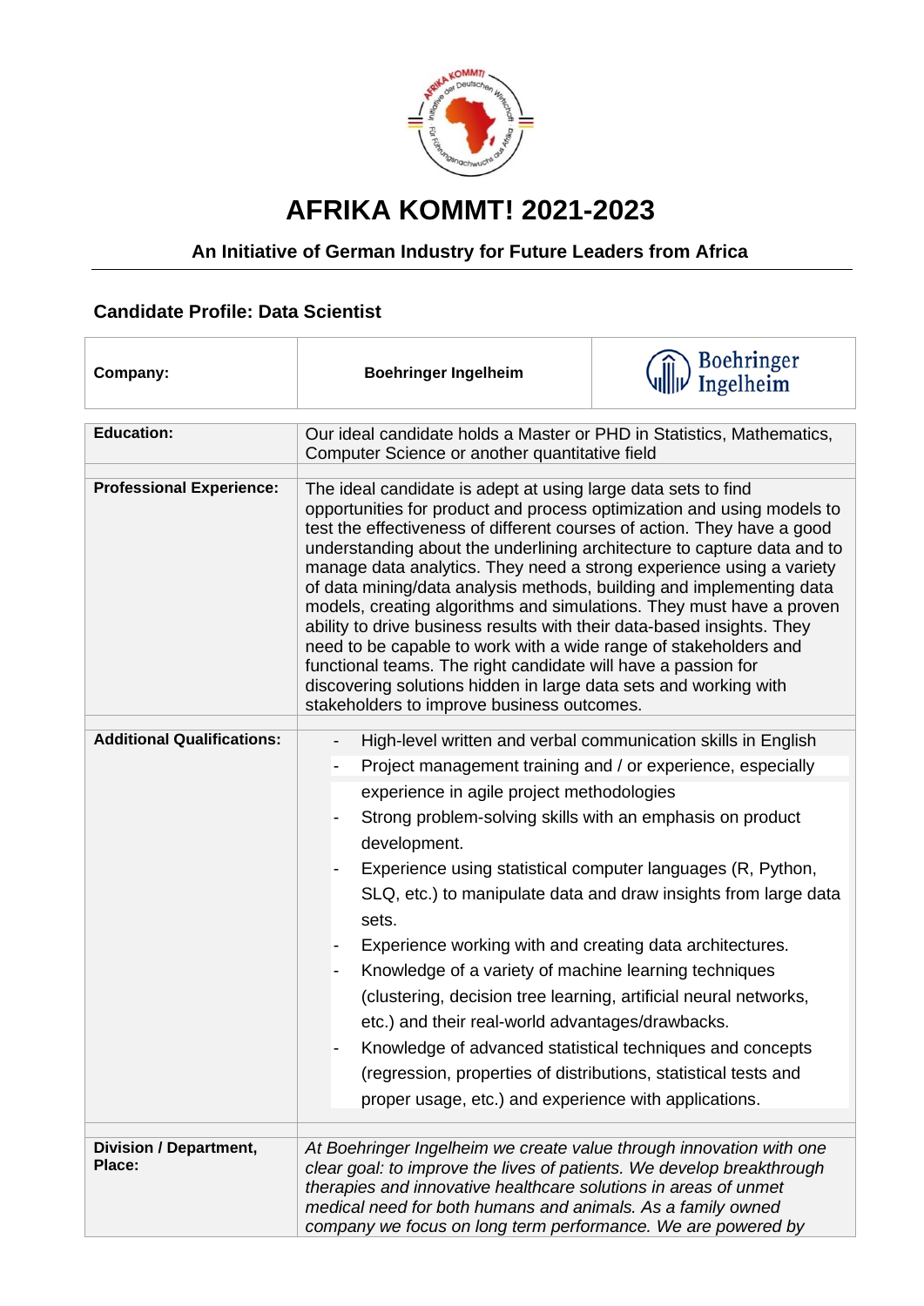# AFRIKA KOMMT! 2021-2023

## An Initiative of German Industry for Future Leaders from Africa

### Candidate Profile: Data Scientist

| Company: | Boehringer Ingelheim | Boehringer Ingelheim |
|---|---|---|

| | |
|---|---|
| **Education:** | Our ideal candidate holds a Master or PHD in Statistics, Mathematics, Computer Science or another quantitative field |
| **Professional Experience:** | The ideal candidate is adept at using large data sets to find opportunities for product and process optimization and using models to test the effectiveness of different courses of action. They have a good understanding about the underlining architecture to capture data and to manage data analytics. They need a strong experience using a variety of data mining/data analysis methods, building and implementing data models, creating algorithms and simulations. They must have a proven ability to drive business results with their data-based insights. They need to be capable to work with a wide range of stakeholders and functional teams. The right candidate will have a passion for discovering solutions hidden in large data sets and working with stakeholders to improve business outcomes. |
| **Additional Qualifications:** | - High-level written and verbal communication skills in English<br>- Project management training and / or experience, especially experience in agile project methodologies<br>- Strong problem-solving skills with an emphasis on product development.<br>- Experience using statistical computer languages (R, Python, SLQ, etc.) to manipulate data and draw insights from large data sets.<br>- Experience working with and creating data architectures.<br>- Knowledge of a variety of machine learning techniques (clustering, decision tree learning, artificial neural networks, etc.) and their real-world advantages/drawbacks.<br>- Knowledge of advanced statistical techniques and concepts (regression, properties of distributions, statistical tests and proper usage, etc.) and experience with applications. |
| **Division / Department, Place:** | *At Boehringer Ingelheim we create value through innovation with one clear goal: to improve the lives of patients. We develop breakthrough therapies and innovative healthcare solutions in areas of unmet medical need for both humans and animals. As a family owned company we focus on long term performance. We are powered by* |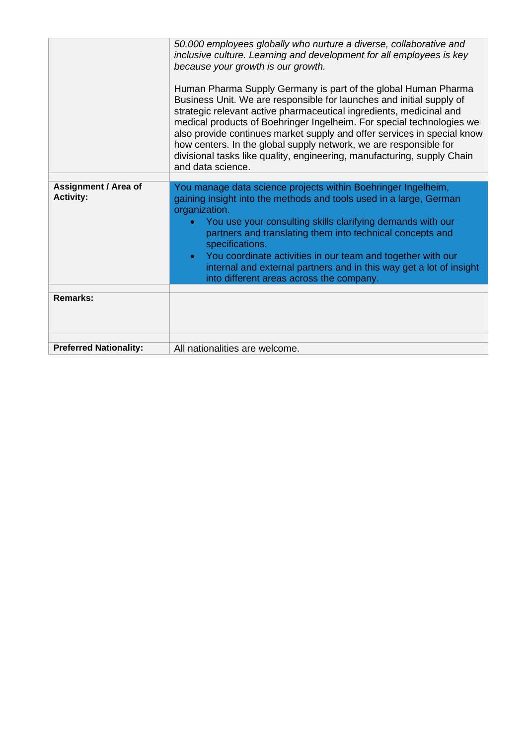| | |
|---|---|
| | *50.000 employees globally who nurture a diverse, collaborative and inclusive culture. Learning and development for all employees is key because your growth is our growth.*<br><br>Human Pharma Supply Germany is part of the global Human Pharma Business Unit. We are responsible for launches and initial supply of strategic relevant active pharmaceutical ingredients, medicinal and medical products of Boehringer Ingelheim. For special technologies we also provide continues market supply and offer services in special know how centers. In the global supply network, we are responsible for divisional tasks like quality, engineering, manufacturing, supply Chain and data science. |
| **Assignment / Area of Activity:** | You manage data science projects within Boehringer Ingelheim, gaining insight into the methods and tools used in a large, German organization.<br>• You use your consulting skills clarifying demands with our partners and translating them into technical concepts and specifications.<br>• You coordinate activities in our team and together with our internal and external partners and in this way get a lot of insight into different areas across the company. |
| **Remarks:** | |
| **Preferred Nationality:** | All nationalities are welcome. |